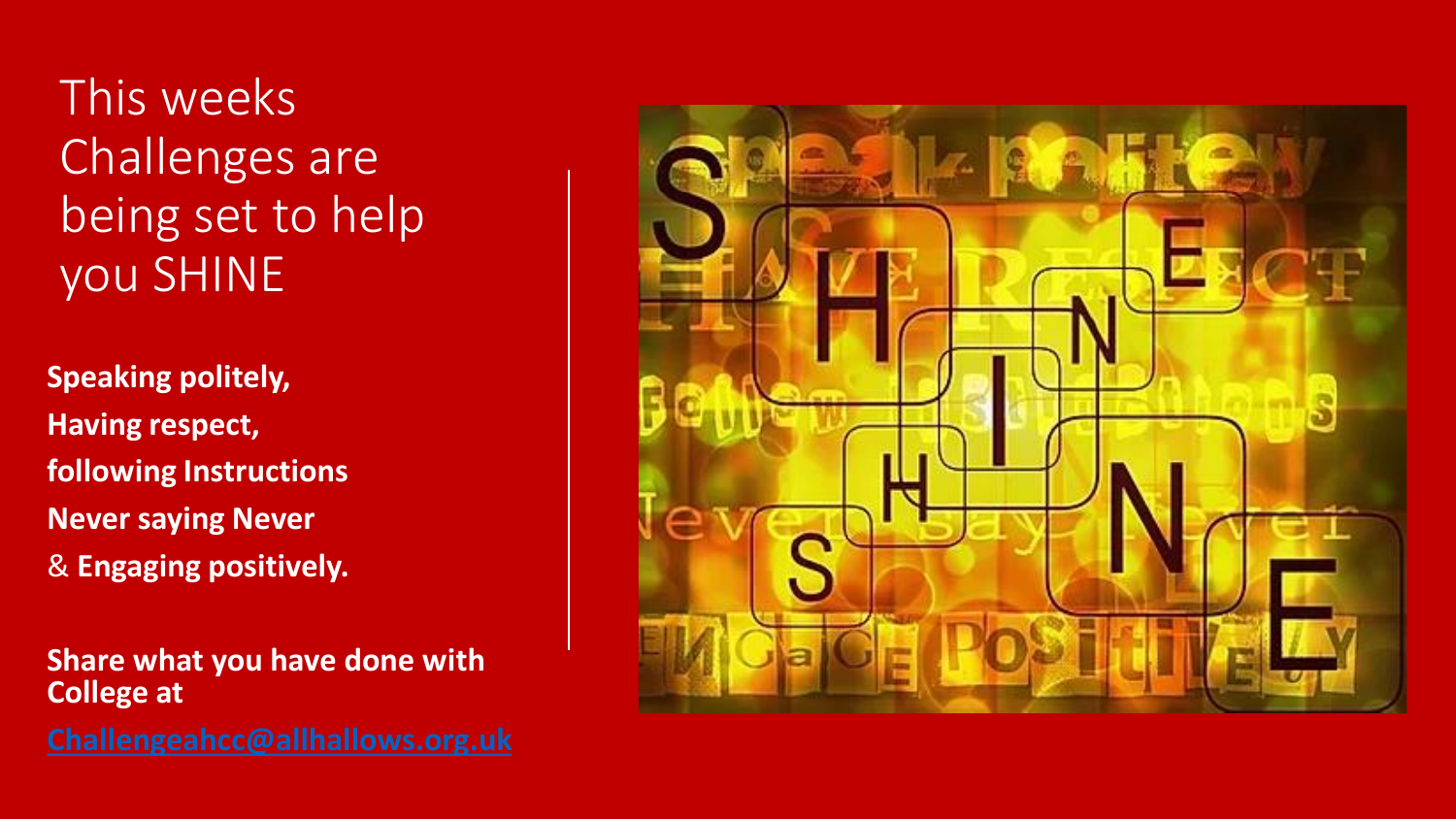# This weeks Challenges are being set to help you SHINE

**Speaking politely,**
**Having respect,**
**following Instructions**
**Never saying Never**
& **Engaging positively.**

**Share what you have done with College at**

[Challengeahcc@allhallows.org.uk](mailto:Challengeahcc@allhallows.org.uk)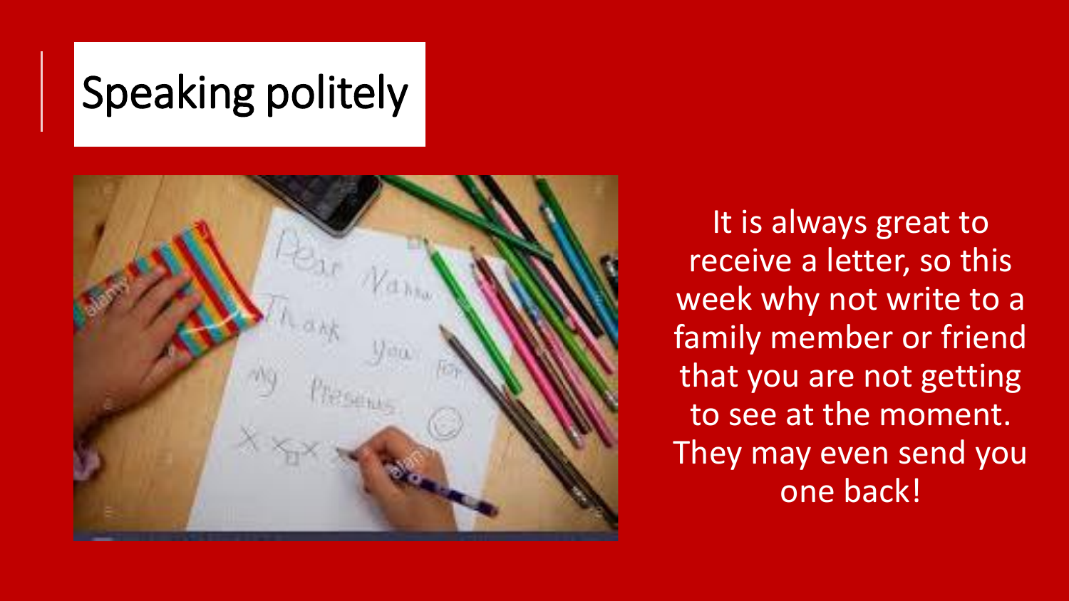# Speaking politely

It is always great to receive a letter, so this week why not write to a family member or friend that you are not getting to see at the moment. They may even send you one back!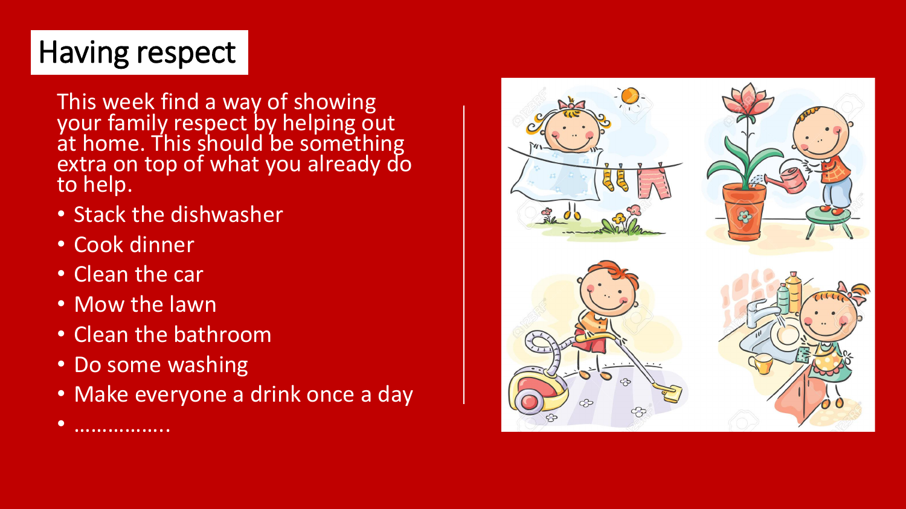# Having respect

This week find a way of showing your family respect by helping out at home. This should be something extra on top of what you already do to help.

- Stack the dishwasher
- Cook dinner
- Clean the car
- Mow the lawn
- Clean the bathroom
- Do some washing
- Make everyone a drink once a day
- ……………..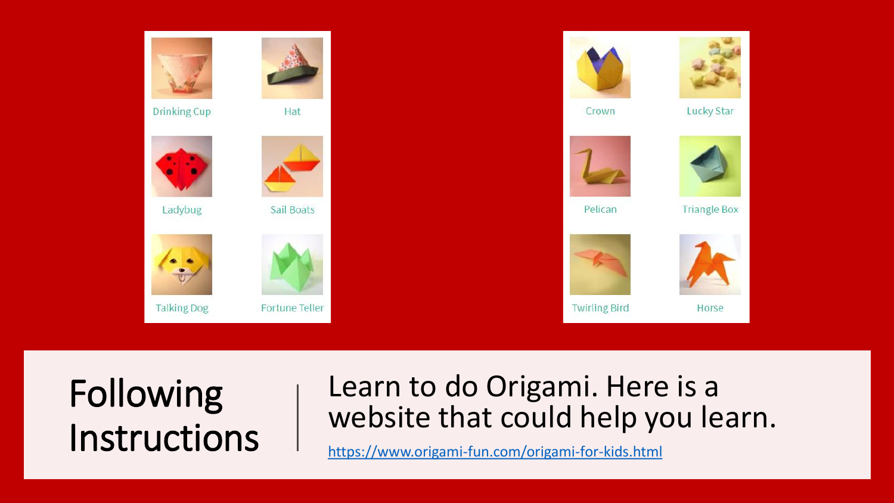Drinking Cup

Hat

Ladybug

Sail Boats

Talking Dog

Fortune Teller

Crown

Lucky Star

Pelican

Triangle Box

Twirling Bird

Horse

# Following Instructions

Learn to do Origami. Here is a website that could help you learn.

https://www.origami-fun.com/origami-for-kids.html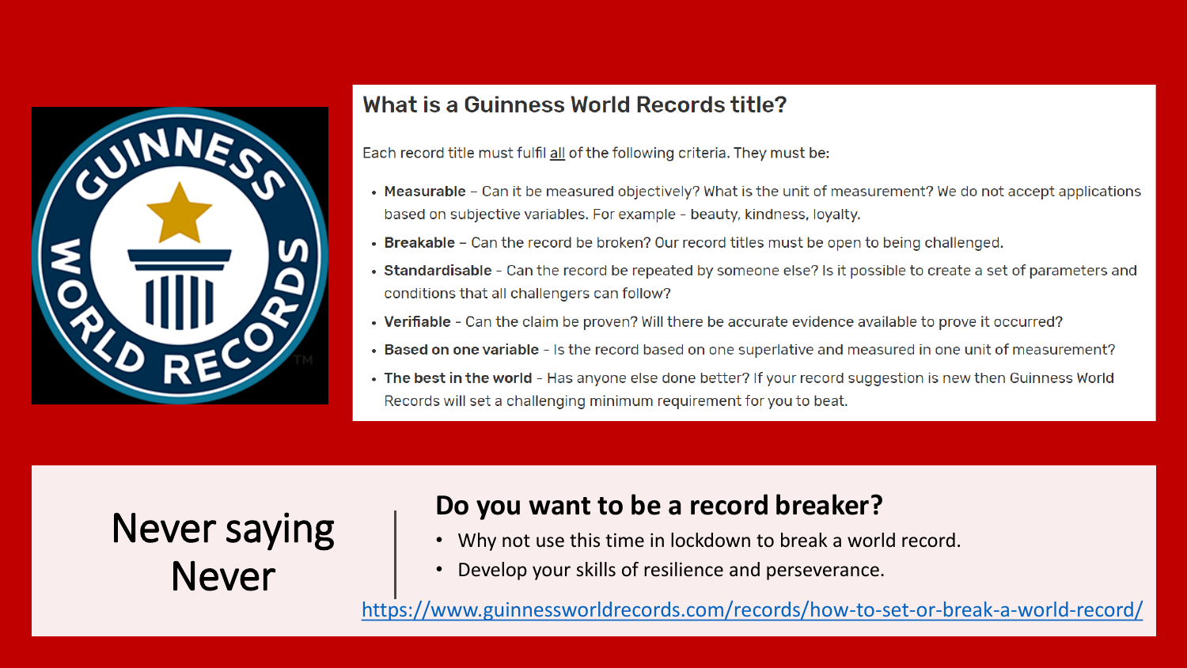## What is a Guinness World Records title?

Each record title must fulfil <u>all</u> of the following criteria. They must be:

- **Measurable** – Can it be measured objectively? What is the unit of measurement? We do not accept applications based on subjective variables. For example - beauty, kindness, loyalty.
- **Breakable** – Can the record be broken? Our record titles must be open to being challenged.
- **Standardisable** - Can the record be repeated by someone else? Is it possible to create a set of parameters and conditions that all challengers can follow?
- **Verifiable** - Can the claim be proven? Will there be accurate evidence available to prove it occurred?
- **Based on one variable** - Is the record based on one superlative and measured in one unit of measurement?
- **The best in the world** - Has anyone else done better? If your record suggestion is new then Guinness World Records will set a challenging minimum requirement for you to beat.

Never saying Never

## Do you want to be a record breaker?

- Why not use this time in lockdown to break a world record.
- Develop your skills of resilience and perseverance.

https://www.guinnessworldrecords.com/records/how-to-set-or-break-a-world-record/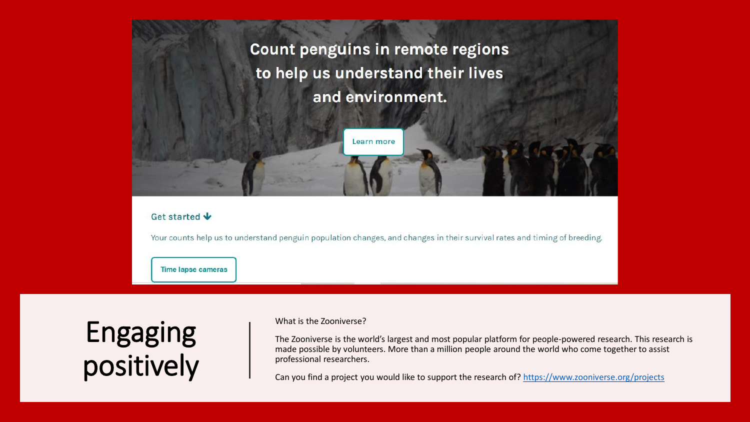Count penguins in remote regions to help us understand their lives and environment.

Learn more

Get started

Your counts help us to understand penguin population changes, and changes in their survival rates and timing of breeding.

Time lapse cameras

# Engaging positively

What is the Zooniverse?

The Zooniverse is the world's largest and most popular platform for people-powered research. This research is made possible by volunteers. More than a million people around the world who come together to assist professional researchers.

Can you find a project you would like to support the research of? https://www.zooniverse.org/projects